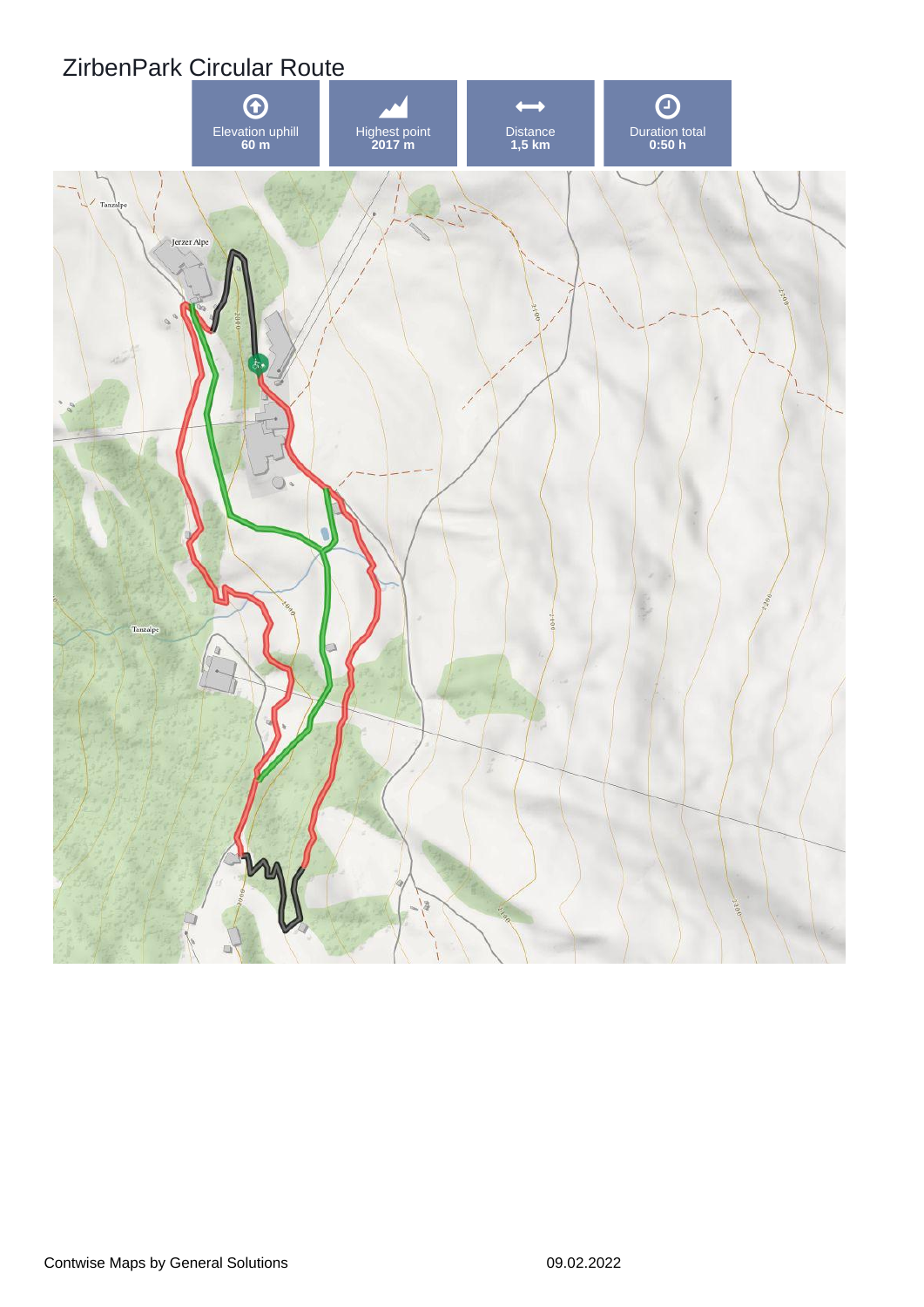# ZirbenPark Circular Route

| Elevation uphill | Highest point | Distance | Duration total |
|---|---|---|---|
| 60 m | 2017 m | 1,5 km | 0:50 h |

Contwise Maps by General Solutions

09.02.2022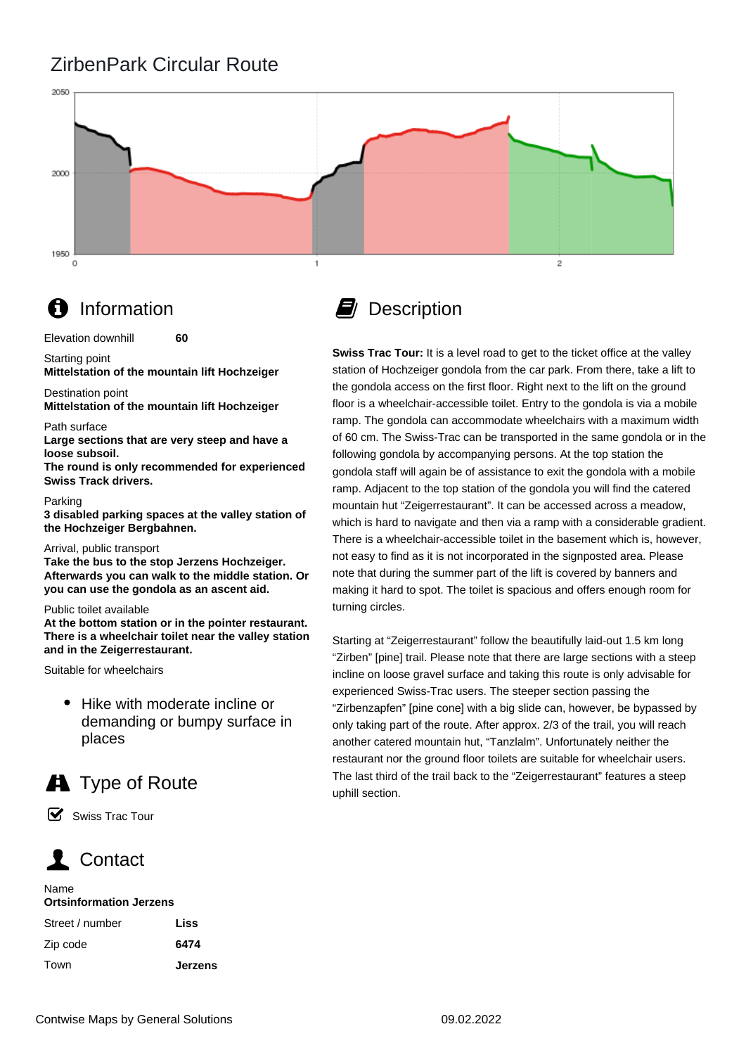# ZirbenPark Circular Route

2050

2000

1950

0 1 2

## Information

| Elevation downhill | 60 |
|---|---|

Starting point
**Mittelstation of the mountain lift Hochzeiger**

Destination point
**Mittelstation of the mountain lift Hochzeiger**

Path surface
**Large sections that are very steep and have a loose subsoil.**
**The round is only recommended for experienced Swiss Track drivers.**

Parking
**3 disabled parking spaces at the valley station of the Hochzeiger Bergbahnen.**

Arrival, public transport
**Take the bus to the stop Jerzens Hochzeiger. Afterwards you can walk to the middle station. Or you can use the gondola as an ascent aid.**

Public toilet available
**At the bottom station or in the pointer restaurant. There is a wheelchair toilet near the valley station and in the Zeigerrestaurant.**

Suitable for wheelchairs

- Hike with moderate incline or demanding or bumpy surface in places

## Type of Route

- Swiss Trac Tour

## Contact

Name
**Ortsinformation Jerzens**

| Street / number | Liss |
|---|---|
| Zip code | 6474 |
| Town | Jerzens |

## Description

**Swiss Trac Tour:** It is a level road to get to the ticket office at the valley station of Hochzeiger gondola from the car park. From there, take a lift to the gondola access on the first floor. Right next to the lift on the ground floor is a wheelchair-accessible toilet. Entry to the gondola is via a mobile ramp. The gondola can accommodate wheelchairs with a maximum width of 60 cm. The Swiss-Trac can be transported in the same gondola or in the following gondola by accompanying persons. At the top station the gondola staff will again be of assistance to exit the gondola with a mobile ramp. Adjacent to the top station of the gondola you will find the catered mountain hut “Zeigerrestaurant”. It can be accessed across a meadow, which is hard to navigate and then via a ramp with a considerable gradient. There is a wheelchair-accessible toilet in the basement which is, however, not easy to find as it is not incorporated in the signposted area. Please note that during the summer part of the lift is covered by banners and making it hard to spot. The toilet is spacious and offers enough room for turning circles.

Starting at “Zeigerrestaurant” follow the beautifully laid-out 1.5 km long “Zirben” [pine] trail. Please note that there are large sections with a steep incline on loose gravel surface and taking this route is only advisable for experienced Swiss-Trac users. The steeper section passing the “Zirbenzapfen” [pine cone] with a big slide can, however, be bypassed by only taking part of the route. After approx. 2/3 of the trail, you will reach another catered mountain hut, “Tanzlalm”. Unfortunately neither the restaurant nor the ground floor toilets are suitable for wheelchair users. The last third of the trail back to the “Zeigerrestaurant” features a steep uphill section.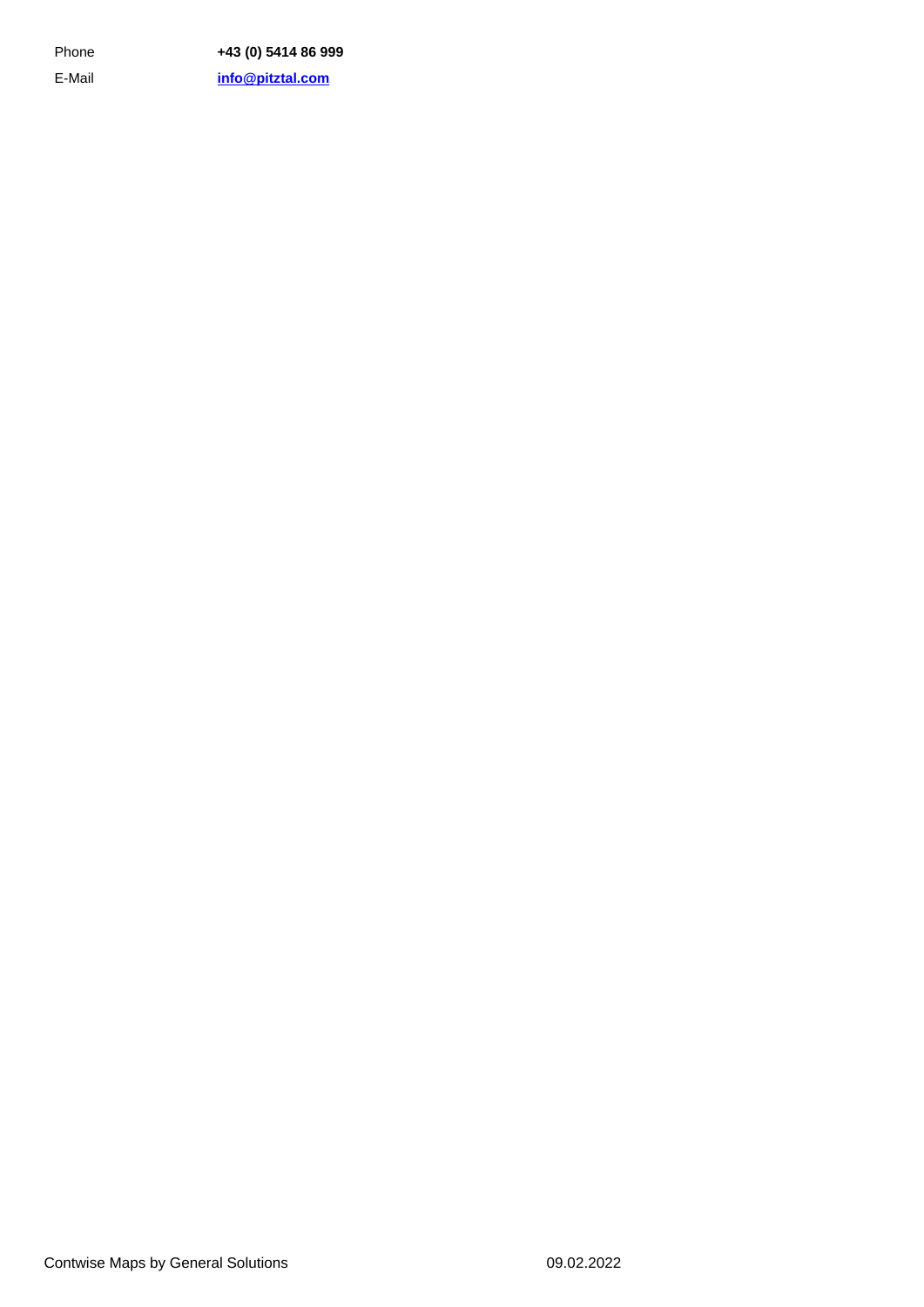| | |
|---|---|
| Phone | **+43 (0) 5414 86 999** |
| E-Mail | **[info@pitztal.com](mailto:info@pitztal.com)** |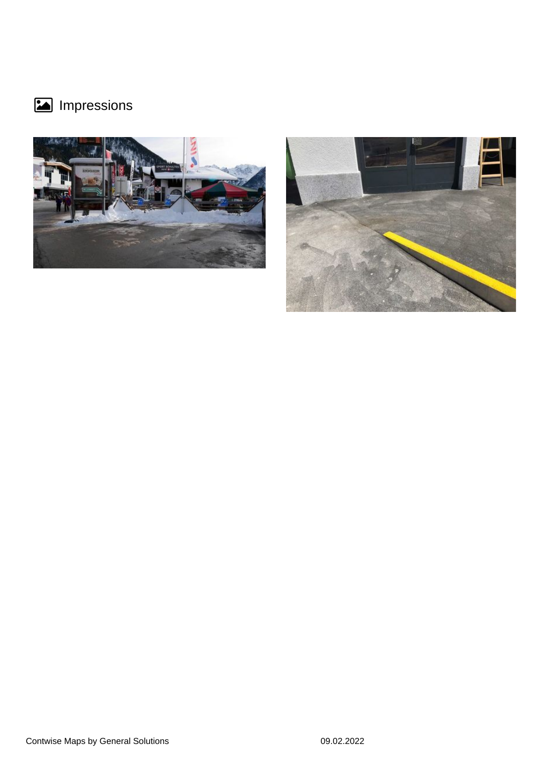## Impressions